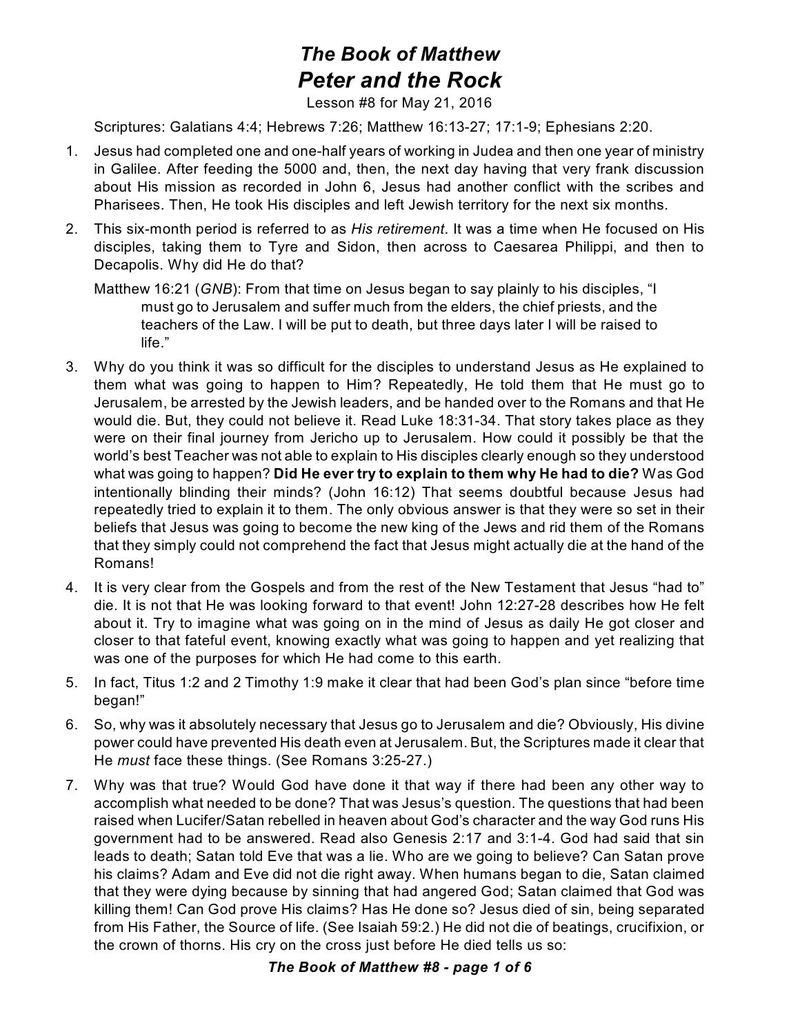# *The Book of Matthew*
# *Peter and the Rock*

Lesson #8 for May 21, 2016

Scriptures: Galatians 4:4; Hebrews 7:26; Matthew 16:13-27; 17:1-9; Ephesians 2:20.

1. Jesus had completed one and one-half years of working in Judea and then one year of ministry in Galilee. After feeding the 5000 and, then, the next day having that very frank discussion about His mission as recorded in John 6, Jesus had another conflict with the scribes and Pharisees. Then, He took His disciples and left Jewish territory for the next six months.

2. This six-month period is referred to as *His retirement*. It was a time when He focused on His disciples, taking them to Tyre and Sidon, then across to Caesarea Philippi, and then to Decapolis. Why did He do that?

   Matthew 16:21 (*GNB*): From that time on Jesus began to say plainly to his disciples, "I must go to Jerusalem and suffer much from the elders, the chief priests, and the teachers of the Law. I will be put to death, but three days later I will be raised to life."

3. Why do you think it was so difficult for the disciples to understand Jesus as He explained to them what was going to happen to Him? Repeatedly, He told them that He must go to Jerusalem, be arrested by the Jewish leaders, and be handed over to the Romans and that He would die. But, they could not believe it. Read Luke 18:31-34. That story takes place as they were on their final journey from Jericho up to Jerusalem. How could it possibly be that the world's best Teacher was not able to explain to His disciples clearly enough so they understood what was going to happen? **Did He ever try to explain to them why He had to die?** Was God intentionally blinding their minds? (John 16:12) That seems doubtful because Jesus had repeatedly tried to explain it to them. The only obvious answer is that they were so set in their beliefs that Jesus was going to become the new king of the Jews and rid them of the Romans that they simply could not comprehend the fact that Jesus might actually die at the hand of the Romans!

4. It is very clear from the Gospels and from the rest of the New Testament that Jesus "had to" die. It is not that He was looking forward to that event! John 12:27-28 describes how He felt about it. Try to imagine what was going on in the mind of Jesus as daily He got closer and closer to that fateful event, knowing exactly what was going to happen and yet realizing that was one of the purposes for which He had come to this earth.

5. In fact, Titus 1:2 and 2 Timothy 1:9 make it clear that had been God's plan since "before time began!"

6. So, why was it absolutely necessary that Jesus go to Jerusalem and die? Obviously, His divine power could have prevented His death even at Jerusalem. But, the Scriptures made it clear that He *must* face these things. (See Romans 3:25-27.)

7. Why was that true? Would God have done it that way if there had been any other way to accomplish what needed to be done? That was Jesus's question. The questions that had been raised when Lucifer/Satan rebelled in heaven about God's character and the way God runs His government had to be answered. Read also Genesis 2:17 and 3:1-4. God had said that sin leads to death; Satan told Eve that was a lie. Who are we going to believe? Can Satan prove his claims? Adam and Eve did not die right away. When humans began to die, Satan claimed that they were dying because by sinning that had angered God; Satan claimed that God was killing them! Can God prove His claims? Has He done so? Jesus died of sin, being separated from His Father, the Source of life. (See Isaiah 59:2.) He did not die of beatings, crucifixion, or the crown of thorns. His cry on the cross just before He died tells us so: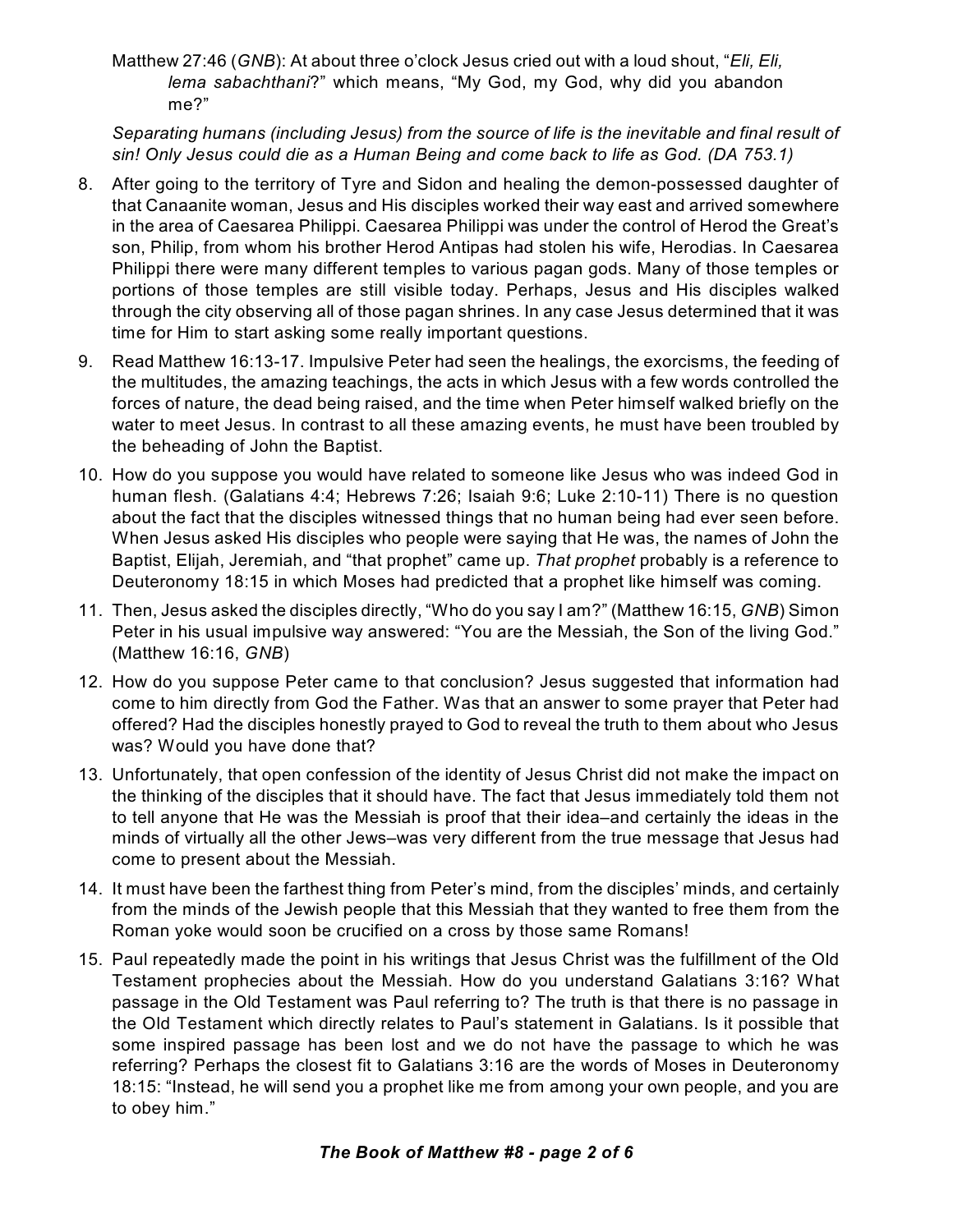Matthew 27:46 (*GNB*): At about three o'clock Jesus cried out with a loud shout, "*Eli, Eli, lema sabachthani*?" which means, "My God, my God, why did you abandon me?"

*Separating humans (including Jesus) from the source of life is the inevitable and final result of sin! Only Jesus could die as a Human Being and come back to life as God. (DA 753.1)*

8. After going to the territory of Tyre and Sidon and healing the demon-possessed daughter of that Canaanite woman, Jesus and His disciples worked their way east and arrived somewhere in the area of Caesarea Philippi. Caesarea Philippi was under the control of Herod the Great's son, Philip, from whom his brother Herod Antipas had stolen his wife, Herodias. In Caesarea Philippi there were many different temples to various pagan gods. Many of those temples or portions of those temples are still visible today. Perhaps, Jesus and His disciples walked through the city observing all of those pagan shrines. In any case Jesus determined that it was time for Him to start asking some really important questions.

9. Read Matthew 16:13-17. Impulsive Peter had seen the healings, the exorcisms, the feeding of the multitudes, the amazing teachings, the acts in which Jesus with a few words controlled the forces of nature, the dead being raised, and the time when Peter himself walked briefly on the water to meet Jesus. In contrast to all these amazing events, he must have been troubled by the beheading of John the Baptist.

10. How do you suppose you would have related to someone like Jesus who was indeed God in human flesh. (Galatians 4:4; Hebrews 7:26; Isaiah 9:6; Luke 2:10-11) There is no question about the fact that the disciples witnessed things that no human being had ever seen before. When Jesus asked His disciples who people were saying that He was, the names of John the Baptist, Elijah, Jeremiah, and "that prophet" came up. *That prophet* probably is a reference to Deuteronomy 18:15 in which Moses had predicted that a prophet like himself was coming.

11. Then, Jesus asked the disciples directly, "Who do you say I am?" (Matthew 16:15, *GNB*) Simon Peter in his usual impulsive way answered: "You are the Messiah, the Son of the living God." (Matthew 16:16, *GNB*)

12. How do you suppose Peter came to that conclusion? Jesus suggested that information had come to him directly from God the Father. Was that an answer to some prayer that Peter had offered? Had the disciples honestly prayed to God to reveal the truth to them about who Jesus was? Would you have done that?

13. Unfortunately, that open confession of the identity of Jesus Christ did not make the impact on the thinking of the disciples that it should have. The fact that Jesus immediately told them not to tell anyone that He was the Messiah is proof that their idea–and certainly the ideas in the minds of virtually all the other Jews–was very different from the true message that Jesus had come to present about the Messiah.

14. It must have been the farthest thing from Peter's mind, from the disciples' minds, and certainly from the minds of the Jewish people that this Messiah that they wanted to free them from the Roman yoke would soon be crucified on a cross by those same Romans!

15. Paul repeatedly made the point in his writings that Jesus Christ was the fulfillment of the Old Testament prophecies about the Messiah. How do you understand Galatians 3:16? What passage in the Old Testament was Paul referring to? The truth is that there is no passage in the Old Testament which directly relates to Paul's statement in Galatians. Is it possible that some inspired passage has been lost and we do not have the passage to which he was referring? Perhaps the closest fit to Galatians 3:16 are the words of Moses in Deuteronomy 18:15: "Instead, he will send you a prophet like me from among your own people, and you are to obey him."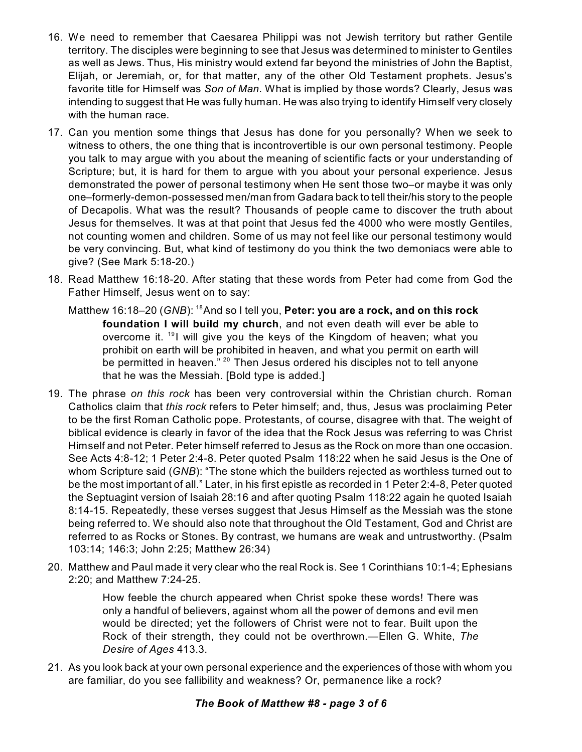16. We need to remember that Caesarea Philippi was not Jewish territory but rather Gentile territory. The disciples were beginning to see that Jesus was determined to minister to Gentiles as well as Jews. Thus, His ministry would extend far beyond the ministries of John the Baptist, Elijah, or Jeremiah, or, for that matter, any of the other Old Testament prophets. Jesus's favorite title for Himself was *Son of Man*. What is implied by those words? Clearly, Jesus was intending to suggest that He was fully human. He was also trying to identify Himself very closely with the human race.

17. Can you mention some things that Jesus has done for you personally? When we seek to witness to others, the one thing that is incontrovertible is our own personal testimony. People you talk to may argue with you about the meaning of scientific facts or your understanding of Scripture; but, it is hard for them to argue with you about your personal experience. Jesus demonstrated the power of personal testimony when He sent those two–or maybe it was only one–formerly-demon-possessed men/man from Gadara back to tell their/his story to the people of Decapolis. What was the result? Thousands of people came to discover the truth about Jesus for themselves. It was at that point that Jesus fed the 4000 who were mostly Gentiles, not counting women and children. Some of us may not feel like our personal testimony would be very convincing. But, what kind of testimony do you think the two demoniacs were able to give? (See Mark 5:18-20.)

18. Read Matthew 16:18-20. After stating that these words from Peter had come from God the Father Himself, Jesus went on to say:

    Matthew 16:18–20 (*GNB*): [18]And so I tell you, **Peter: you are a rock, and on this rock foundation I will build my church**, and not even death will ever be able to overcome it. [19]I will give you the keys of the Kingdom of heaven; what you prohibit on earth will be prohibited in heaven, and what you permit on earth will be permitted in heaven." [20] Then Jesus ordered his disciples not to tell anyone that he was the Messiah. [Bold type is added.]

19. The phrase *on this rock* has been very controversial within the Christian church. Roman Catholics claim that *this rock* refers to Peter himself; and, thus, Jesus was proclaiming Peter to be the first Roman Catholic pope. Protestants, of course, disagree with that. The weight of biblical evidence is clearly in favor of the idea that the Rock Jesus was referring to was Christ Himself and not Peter. Peter himself referred to Jesus as the Rock on more than one occasion. See Acts 4:8-12; 1 Peter 2:4-8. Peter quoted Psalm 118:22 when he said Jesus is the One of whom Scripture said (*GNB*): "The stone which the builders rejected as worthless turned out to be the most important of all." Later, in his first epistle as recorded in 1 Peter 2:4-8, Peter quoted the Septuagint version of Isaiah 28:16 and after quoting Psalm 118:22 again he quoted Isaiah 8:14-15. Repeatedly, these verses suggest that Jesus Himself as the Messiah was the stone being referred to. We should also note that throughout the Old Testament, God and Christ are referred to as Rocks or Stones. By contrast, we humans are weak and untrustworthy. (Psalm 103:14; 146:3; John 2:25; Matthew 26:34)

20. Matthew and Paul made it very clear who the real Rock is. See 1 Corinthians 10:1-4; Ephesians 2:20; and Matthew 7:24-25.

    How feeble the church appeared when Christ spoke these words! There was only a handful of believers, against whom all the power of demons and evil men would be directed; yet the followers of Christ were not to fear. Built upon the Rock of their strength, they could not be overthrown.—Ellen G. White, *The Desire of Ages* 413.3.

21. As you look back at your own personal experience and the experiences of those with whom you are familiar, do you see fallibility and weakness? Or, permanence like a rock?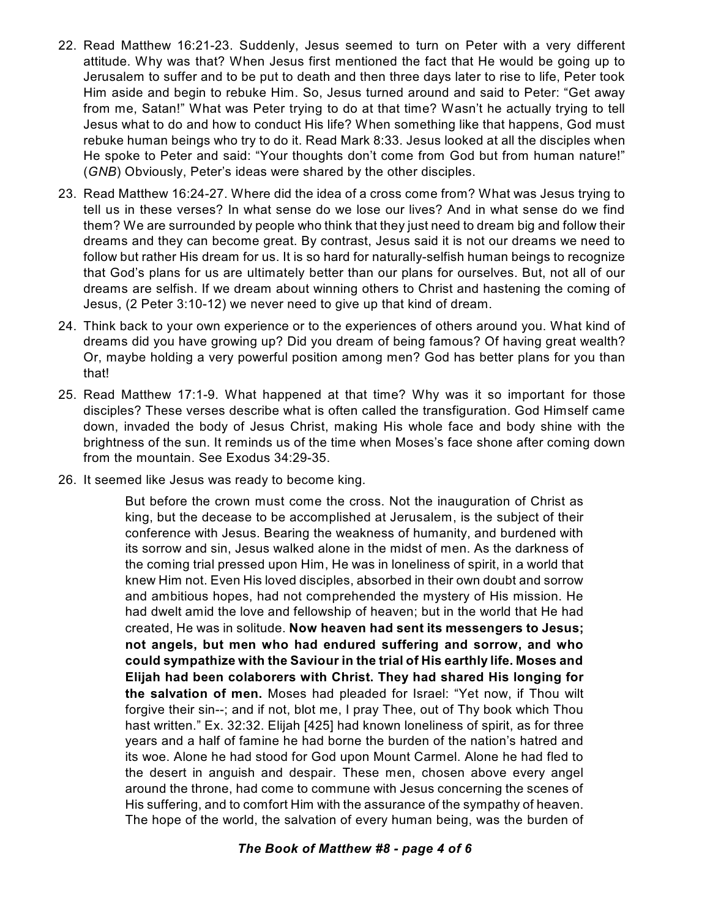22. Read Matthew 16:21-23. Suddenly, Jesus seemed to turn on Peter with a very different attitude. Why was that? When Jesus first mentioned the fact that He would be going up to Jerusalem to suffer and to be put to death and then three days later to rise to life, Peter took Him aside and begin to rebuke Him. So, Jesus turned around and said to Peter: "Get away from me, Satan!" What was Peter trying to do at that time? Wasn't he actually trying to tell Jesus what to do and how to conduct His life? When something like that happens, God must rebuke human beings who try to do it. Read Mark 8:33. Jesus looked at all the disciples when He spoke to Peter and said: "Your thoughts don't come from God but from human nature!" (*GNB*) Obviously, Peter's ideas were shared by the other disciples.

23. Read Matthew 16:24-27. Where did the idea of a cross come from? What was Jesus trying to tell us in these verses? In what sense do we lose our lives? And in what sense do we find them? We are surrounded by people who think that they just need to dream big and follow their dreams and they can become great. By contrast, Jesus said it is not our dreams we need to follow but rather His dream for us. It is so hard for naturally-selfish human beings to recognize that God's plans for us are ultimately better than our plans for ourselves. But, not all of our dreams are selfish. If we dream about winning others to Christ and hastening the coming of Jesus, (2 Peter 3:10-12) we never need to give up that kind of dream.

24. Think back to your own experience or to the experiences of others around you. What kind of dreams did you have growing up? Did you dream of being famous? Of having great wealth? Or, maybe holding a very powerful position among men? God has better plans for you than that!

25. Read Matthew 17:1-9. What happened at that time? Why was it so important for those disciples? These verses describe what is often called the transfiguration. God Himself came down, invaded the body of Jesus Christ, making His whole face and body shine with the brightness of the sun. It reminds us of the time when Moses's face shone after coming down from the mountain. See Exodus 34:29-35.

26. It seemed like Jesus was ready to become king.

> But before the crown must come the cross. Not the inauguration of Christ as king, but the decease to be accomplished at Jerusalem, is the subject of their conference with Jesus. Bearing the weakness of humanity, and burdened with its sorrow and sin, Jesus walked alone in the midst of men. As the darkness of the coming trial pressed upon Him, He was in loneliness of spirit, in a world that knew Him not. Even His loved disciples, absorbed in their own doubt and sorrow and ambitious hopes, had not comprehended the mystery of His mission. He had dwelt amid the love and fellowship of heaven; but in the world that He had created, He was in solitude. **Now heaven had sent its messengers to Jesus; not angels, but men who had endured suffering and sorrow, and who could sympathize with the Saviour in the trial of His earthly life. Moses and Elijah had been colaborers with Christ. They had shared His longing for the salvation of men.** Moses had pleaded for Israel: "Yet now, if Thou wilt forgive their sin--; and if not, blot me, I pray Thee, out of Thy book which Thou hast written." Ex. 32:32. Elijah [425] had known loneliness of spirit, as for three years and a half of famine he had borne the burden of the nation's hatred and its woe. Alone he had stood for God upon Mount Carmel. Alone he had fled to the desert in anguish and despair. These men, chosen above every angel around the throne, had come to commune with Jesus concerning the scenes of His suffering, and to comfort Him with the assurance of the sympathy of heaven. The hope of the world, the salvation of every human being, was the burden of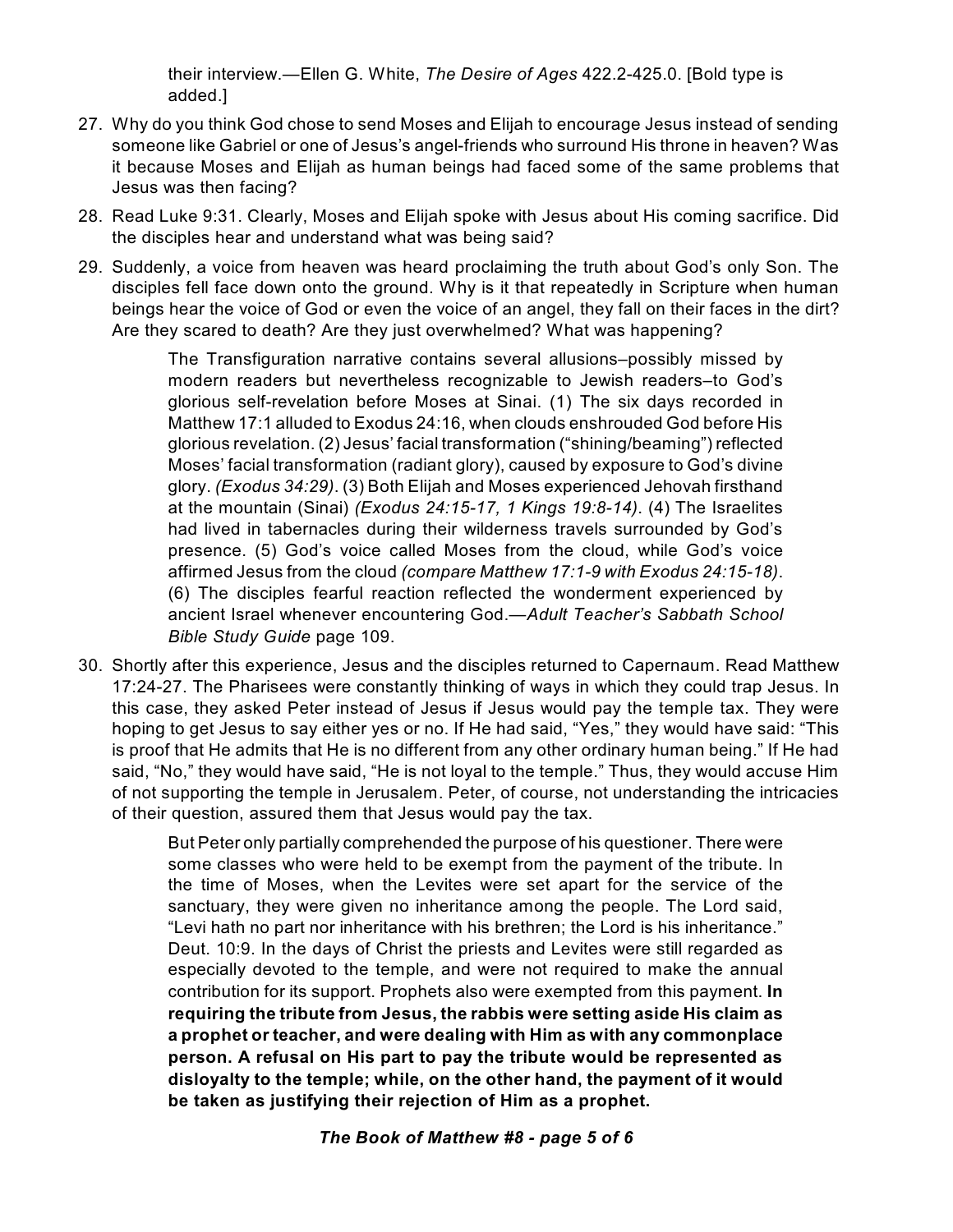their interview.—Ellen G. White, *The Desire of Ages* 422.2-425.0. [Bold type is added.]

27. Why do you think God chose to send Moses and Elijah to encourage Jesus instead of sending someone like Gabriel or one of Jesus's angel-friends who surround His throne in heaven? Was it because Moses and Elijah as human beings had faced some of the same problems that Jesus was then facing?

28. Read Luke 9:31. Clearly, Moses and Elijah spoke with Jesus about His coming sacrifice. Did the disciples hear and understand what was being said?

29. Suddenly, a voice from heaven was heard proclaiming the truth about God's only Son. The disciples fell face down onto the ground. Why is it that repeatedly in Scripture when human beings hear the voice of God or even the voice of an angel, they fall on their faces in the dirt? Are they scared to death? Are they just overwhelmed? What was happening?

> The Transfiguration narrative contains several allusions–possibly missed by modern readers but nevertheless recognizable to Jewish readers–to God's glorious self-revelation before Moses at Sinai. (1) The six days recorded in Matthew 17:1 alluded to Exodus 24:16, when clouds enshrouded God before His glorious revelation. (2) Jesus' facial transformation ("shining/beaming") reflected Moses' facial transformation (radiant glory), caused by exposure to God's divine glory. *(Exodus 34:29)*. (3) Both Elijah and Moses experienced Jehovah firsthand at the mountain (Sinai) *(Exodus 24:15-17, 1 Kings 19:8-14)*. (4) The Israelites had lived in tabernacles during their wilderness travels surrounded by God's presence. (5) God's voice called Moses from the cloud, while God's voice affirmed Jesus from the cloud *(compare Matthew 17:1-9 with Exodus 24:15-18)*. (6) The disciples fearful reaction reflected the wonderment experienced by ancient Israel whenever encountering God.—*Adult Teacher's Sabbath School Bible Study Guide* page 109.

30. Shortly after this experience, Jesus and the disciples returned to Capernaum. Read Matthew 17:24-27. The Pharisees were constantly thinking of ways in which they could trap Jesus. In this case, they asked Peter instead of Jesus if Jesus would pay the temple tax. They were hoping to get Jesus to say either yes or no. If He had said, "Yes," they would have said: "This is proof that He admits that He is no different from any other ordinary human being." If He had said, "No," they would have said, "He is not loyal to the temple." Thus, they would accuse Him of not supporting the temple in Jerusalem. Peter, of course, not understanding the intricacies of their question, assured them that Jesus would pay the tax.

> But Peter only partially comprehended the purpose of his questioner. There were some classes who were held to be exempt from the payment of the tribute. In the time of Moses, when the Levites were set apart for the service of the sanctuary, they were given no inheritance among the people. The Lord said, "Levi hath no part nor inheritance with his brethren; the Lord is his inheritance." Deut. 10:9. In the days of Christ the priests and Levites were still regarded as especially devoted to the temple, and were not required to make the annual contribution for its support. Prophets also were exempted from this payment. **In requiring the tribute from Jesus, the rabbis were setting aside His claim as a prophet or teacher, and were dealing with Him as with any commonplace person. A refusal on His part to pay the tribute would be represented as disloyalty to the temple; while, on the other hand, the payment of it would be taken as justifying their rejection of Him as a prophet.**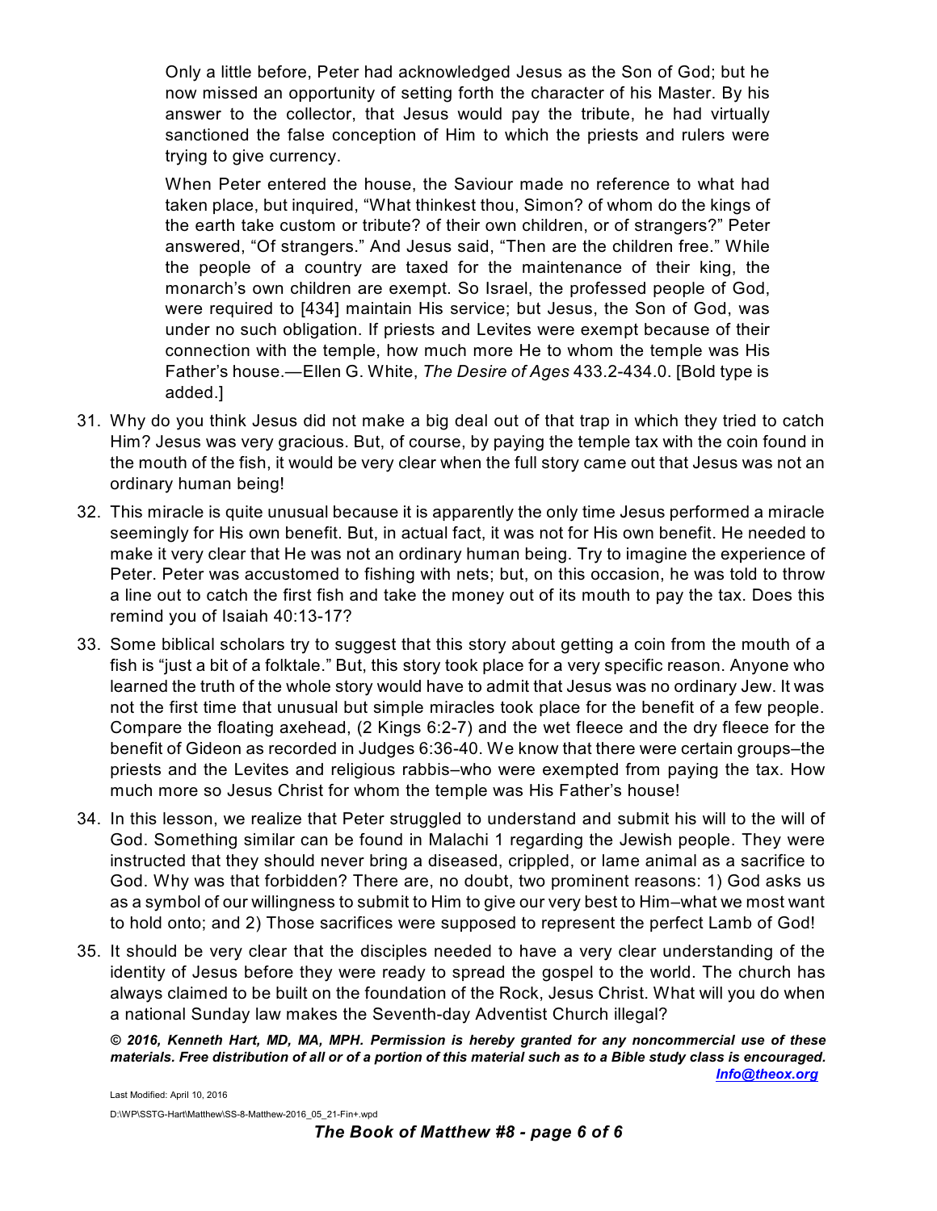> Only a little before, Peter had acknowledged Jesus as the Son of God; but he now missed an opportunity of setting forth the character of his Master. By his answer to the collector, that Jesus would pay the tribute, he had virtually sanctioned the false conception of Him to which the priests and rulers were trying to give currency.
>
> When Peter entered the house, the Saviour made no reference to what had taken place, but inquired, "What thinkest thou, Simon? of whom do the kings of the earth take custom or tribute? of their own children, or of strangers?" Peter answered, "Of strangers." And Jesus said, "Then are the children free." While the people of a country are taxed for the maintenance of their king, the monarch's own children are exempt. So Israel, the professed people of God, were required to [434] maintain His service; but Jesus, the Son of God, was under no such obligation. If priests and Levites were exempt because of their connection with the temple, how much more He to whom the temple was His Father's house.—Ellen G. White, *The Desire of Ages* 433.2-434.0. [Bold type is added.]

31. Why do you think Jesus did not make a big deal out of that trap in which they tried to catch Him? Jesus was very gracious. But, of course, by paying the temple tax with the coin found in the mouth of the fish, it would be very clear when the full story came out that Jesus was not an ordinary human being!

32. This miracle is quite unusual because it is apparently the only time Jesus performed a miracle seemingly for His own benefit. But, in actual fact, it was not for His own benefit. He needed to make it very clear that He was not an ordinary human being. Try to imagine the experience of Peter. Peter was accustomed to fishing with nets; but, on this occasion, he was told to throw a line out to catch the first fish and take the money out of its mouth to pay the tax. Does this remind you of Isaiah 40:13-17?

33. Some biblical scholars try to suggest that this story about getting a coin from the mouth of a fish is "just a bit of a folktale." But, this story took place for a very specific reason. Anyone who learned the truth of the whole story would have to admit that Jesus was no ordinary Jew. It was not the first time that unusual but simple miracles took place for the benefit of a few people. Compare the floating axehead, (2 Kings 6:2-7) and the wet fleece and the dry fleece for the benefit of Gideon as recorded in Judges 6:36-40. We know that there were certain groups–the priests and the Levites and religious rabbis–who were exempted from paying the tax. How much more so Jesus Christ for whom the temple was His Father's house!

34. In this lesson, we realize that Peter struggled to understand and submit his will to the will of God. Something similar can be found in Malachi 1 regarding the Jewish people. They were instructed that they should never bring a diseased, crippled, or lame animal as a sacrifice to God. Why was that forbidden? There are, no doubt, two prominent reasons: 1) God asks us as a symbol of our willingness to submit to Him to give our very best to Him–what we most want to hold onto; and 2) Those sacrifices were supposed to represent the perfect Lamb of God!

35. It should be very clear that the disciples needed to have a very clear understanding of the identity of Jesus before they were ready to spread the gospel to the world. The church has always claimed to be built on the foundation of the Rock, Jesus Christ. What will you do when a national Sunday law makes the Seventh-day Adventist Church illegal?

***© 2016, Kenneth Hart, MD, MA, MPH. Permission is hereby granted for any noncommercial use of these materials. Free distribution of all or of a portion of this material such as to a Bible study class is encouraged.*** ***Info@theox.org***

Last Modified: April 10, 2016

D:\WP\SSTG-Hart\Matthew\SS-8-Matthew-2016_05_21-Fin+.wpd